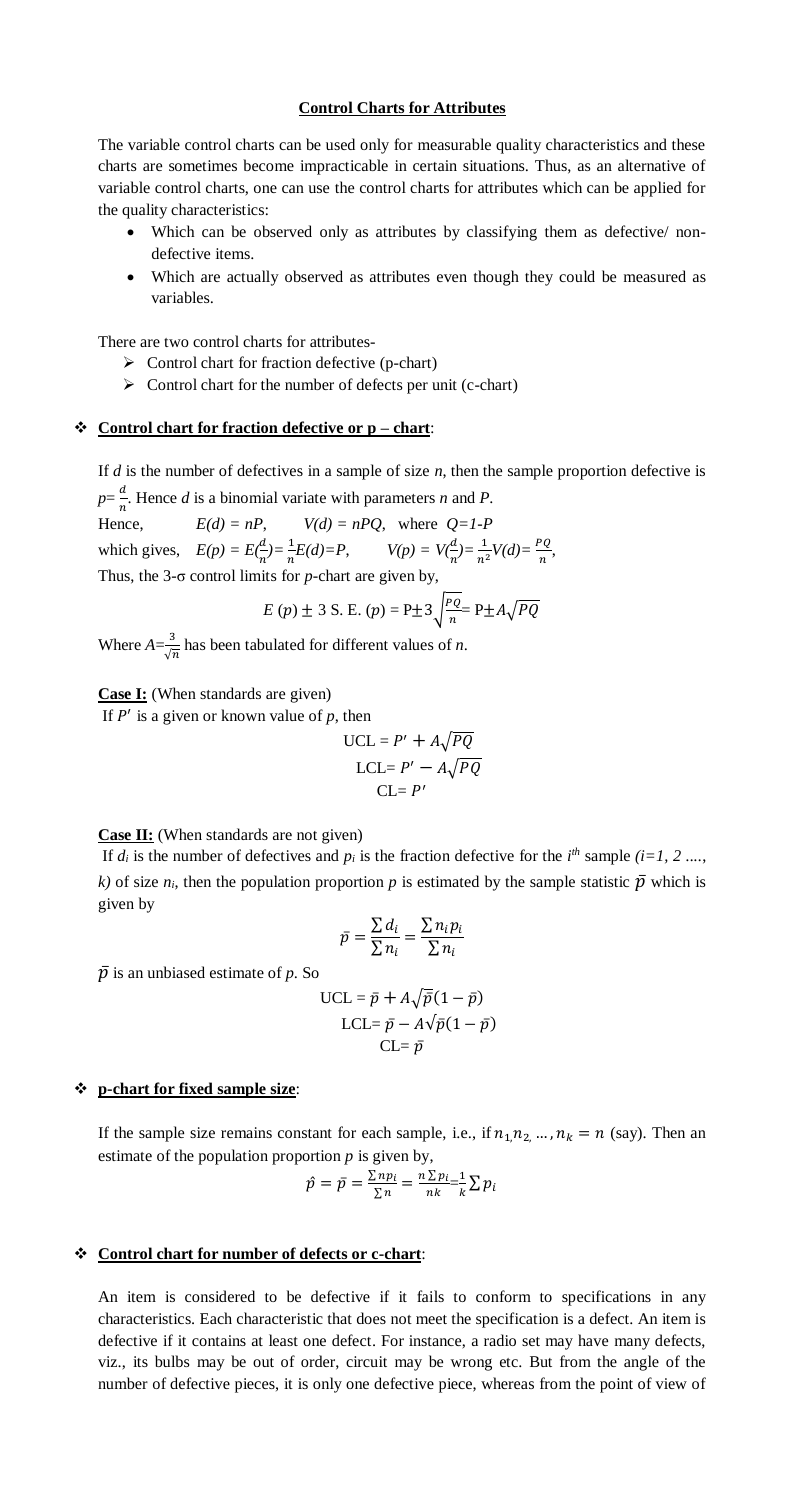## Control Charts for Attributes

The variable control charts can be used only for measurable quality characteristics and these charts are sometimes become impracticable in certain situations. Thus, as an alternative of variable control charts, one can use the control charts for attributes which can be applied for the quality characteristics:

- Which can be observed only as attributes by classifying them as defective/ non-defective items.
- Which are actually observed as attributes even though they could be measured as variables.

There are two control charts for attributes-

- Control chart for fraction defective (p-chart)
- Control chart for the number of defects per unit (c-chart)

### Control chart for fraction defective or p – chart:

If $d$ is the number of defectives in a sample of size $n$, then the sample proportion defective is $p=\frac{d}{n}$. Hence $d$ is a binomial variate with parameters $n$ and $P$.

Hence, $E(d) = nP$, $V(d) = nPQ$, where $Q=1-P$

which gives, $E(p) = E(\frac{d}{n})= \frac{1}{n}E(d)=P$, $V(p) = V(\frac{d}{n})= \frac{1}{n^2}V(d)= \frac{PQ}{n}$,

Thus, the 3-σ control limits for $p$-chart are given by,

$$E(p) \pm 3 \text{ S. E. } (p) = \text{P} \pm 3\sqrt{\frac{PQ}{n}} = \text{P} \pm A\sqrt{PQ}$$

Where $A=\frac{3}{\sqrt{n}}$ has been tabulated for different values of $n$.

**Case I:** (When standards are given)

If $P'$ is a given or known value of $p$, then

$$\text{UCL} = P' + A\sqrt{PQ}$$

$$\text{LCL} = P' - A\sqrt{PQ}$$

$$\text{CL} = P'$$

**Case II:** (When standards are not given)

If $d_i$ is the number of defectives and $p_i$ is the fraction defective for the $i^{th}$ sample $(i=1, 2 ...., k)$ of size $n_i$, then the population proportion $p$ is estimated by the sample statistic $\bar{p}$ which is given by

$$\bar{p} = \frac{\sum d_i}{\sum n_i} = \frac{\sum n_i p_i}{\sum n_i}$$

$\bar{p}$ is an unbiased estimate of $p$. So

$$\text{UCL} = \bar{p} + A\sqrt{\bar{p}}(1-\bar{p})$$

$$\text{LCL} = \bar{p} - A\sqrt{\bar{p}}(1-\bar{p})$$

$$\text{CL} = \bar{p}$$

### p-chart for fixed sample size:

If the sample size remains constant for each sample, i.e., if $n_1, n_2, ..., n_k = n$ (say). Then an estimate of the population proportion $p$ is given by,

$$\hat{p} = \bar{p} = \frac{\sum np_i}{\sum n} = \frac{n\sum p_i}{nk} = \frac{1}{k}\sum p_i$$

### Control chart for number of defects or c-chart:

An item is considered to be defective if it fails to conform to specifications in any characteristics. Each characteristic that does not meet the specification is a defect. An item is defective if it contains at least one defect. For instance, a radio set may have many defects, viz., its bulbs may be out of order, circuit may be wrong etc. But from the angle of the number of defective pieces, it is only one defective piece, whereas from the point of view of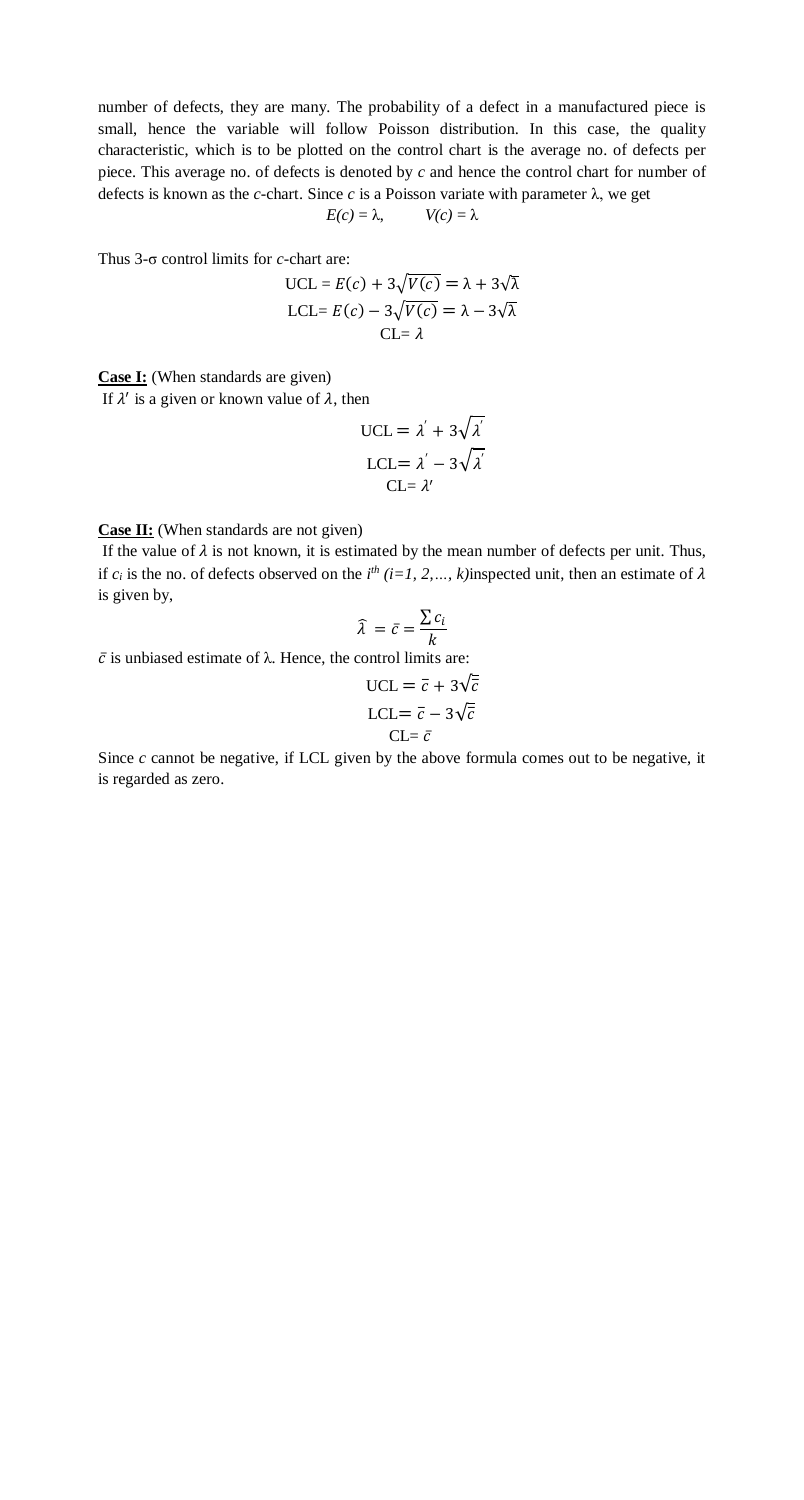number of defects, they are many. The probability of a defect in a manufactured piece is small, hence the variable will follow Poisson distribution. In this case, the quality characteristic, which is to be plotted on the control chart is the average no. of defects per piece. This average no. of defects is denoted by $c$ and hence the control chart for number of defects is known as the $c$-chart. Since $c$ is a Poisson variate with parameter λ, we get

$$E(c) = \lambda, \qquad V(c) = \lambda$$

Thus 3-σ control limits for $c$-chart are:

$$\text{UCL} = E(c) + 3\sqrt{V(c)} = \lambda + 3\sqrt{\lambda}$$

$$\text{LCL} = E(c) - 3\sqrt{V(c)} = \lambda - 3\sqrt{\lambda}$$

$$\text{CL} = \lambda$$

**Case I:** (When standards are given)

If $\lambda'$ is a given or known value of $\lambda$, then

$$\text{UCL} = \lambda' + 3\sqrt{\lambda'}$$

$$\text{LCL} = \lambda' - 3\sqrt{\lambda'}$$

$$\text{CL} = \lambda'$$

**Case II:** (When standards are not given)

If the value of $\lambda$ is not known, it is estimated by the mean number of defects per unit. Thus, if $c_i$ is the no. of defects observed on the $i^{th}$ $(i=1, 2, \ldots, k)$ inspected unit, then an estimate of $\lambda$ is given by,

$$\hat{\lambda} = \bar{c} = \frac{\sum c_i}{k}$$

$\bar{c}$ is unbiased estimate of λ. Hence, the control limits are:

$$\text{UCL} = \bar{c} + 3\sqrt{\bar{c}}$$

$$\text{LCL} = \bar{c} - 3\sqrt{\bar{c}}$$

$$\text{CL} = \bar{c}$$

Since $c$ cannot be negative, if LCL given by the above formula comes out to be negative, it is regarded as zero.